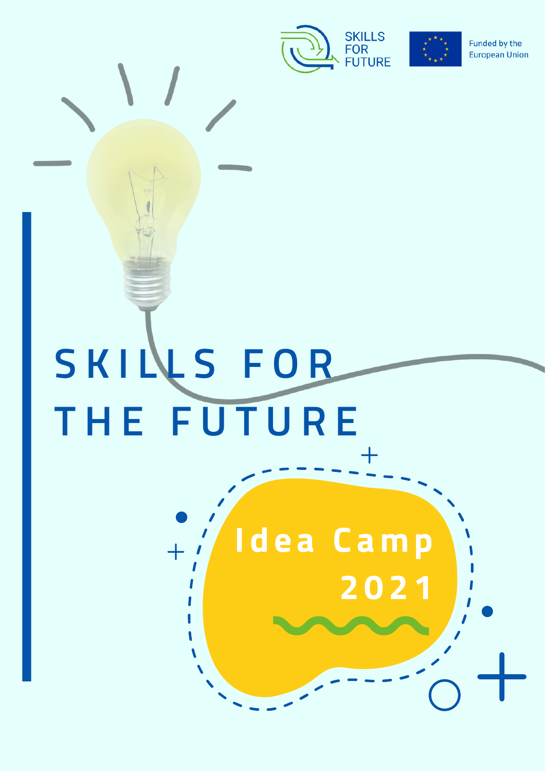SKILLS FOR FUTURE

Funded by the European Union

# SKILLS FOR THE FUTURE

## Idea Camp 2021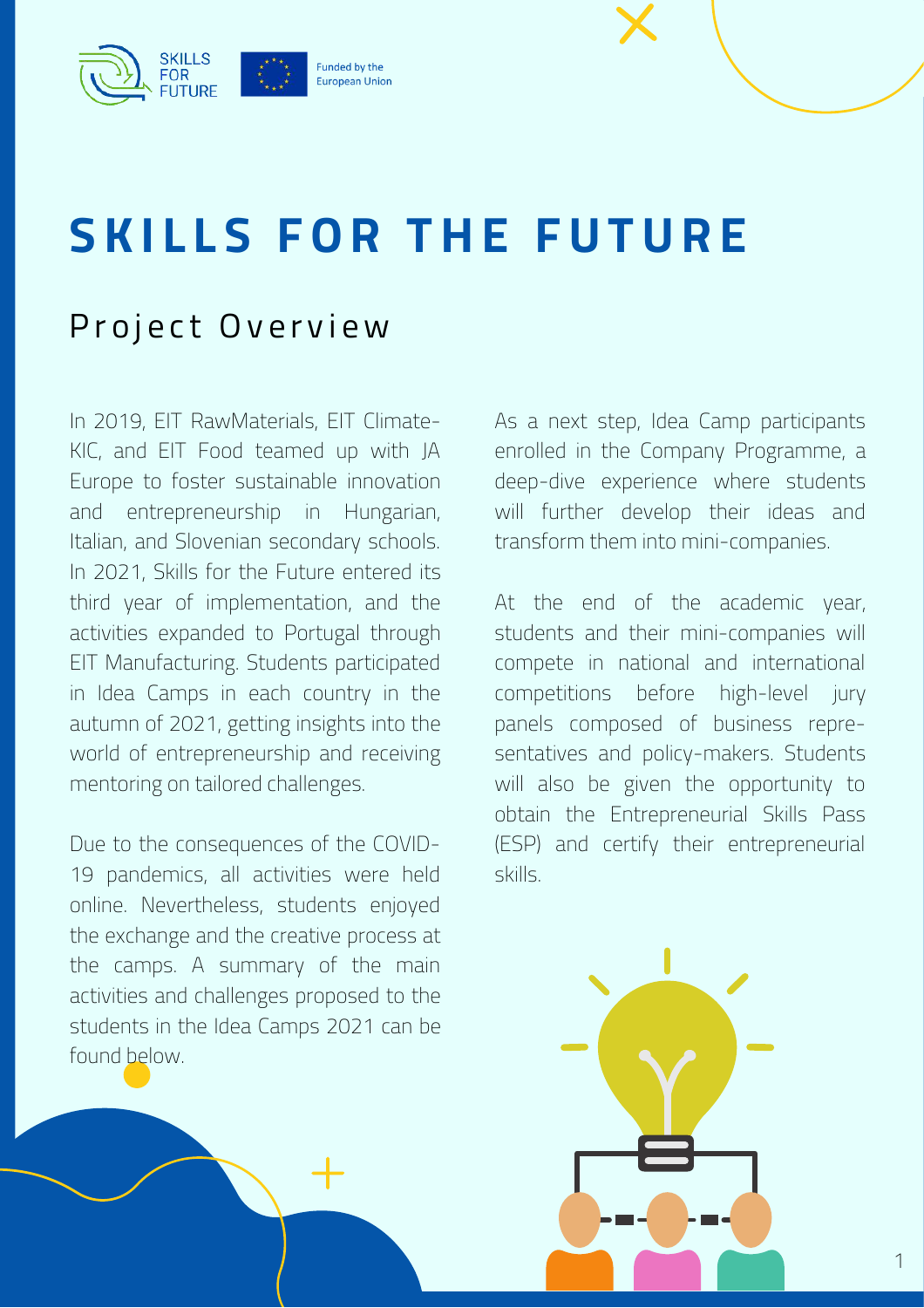# SKILLS FOR THE FUTURE

## Project Overview

In 2019, EIT RawMaterials, EIT Climate-KIC, and EIT Food teamed up with JA Europe to foster sustainable innovation and entrepreneurship in Hungarian, Italian, and Slovenian secondary schools. In 2021, Skills for the Future entered its third year of implementation, and the activities expanded to Portugal through EIT Manufacturing. Students participated in Idea Camps in each country in the autumn of 2021, getting insights into the world of entrepreneurship and receiving mentoring on tailored challenges.

Due to the consequences of the COVID-19 pandemics, all activities were held online. Nevertheless, students enjoyed the exchange and the creative process at the camps. A summary of the main activities and challenges proposed to the students in the Idea Camps 2021 can be found below.

As a next step, Idea Camp participants enrolled in the Company Programme, a deep-dive experience where students will further develop their ideas and transform them into mini-companies.

At the end of the academic year, students and their mini-companies will compete in national and international competitions before high-level jury panels composed of business representatives and policy-makers. Students will also be given the opportunity to obtain the Entrepreneurial Skills Pass (ESP) and certify their entrepreneurial skills.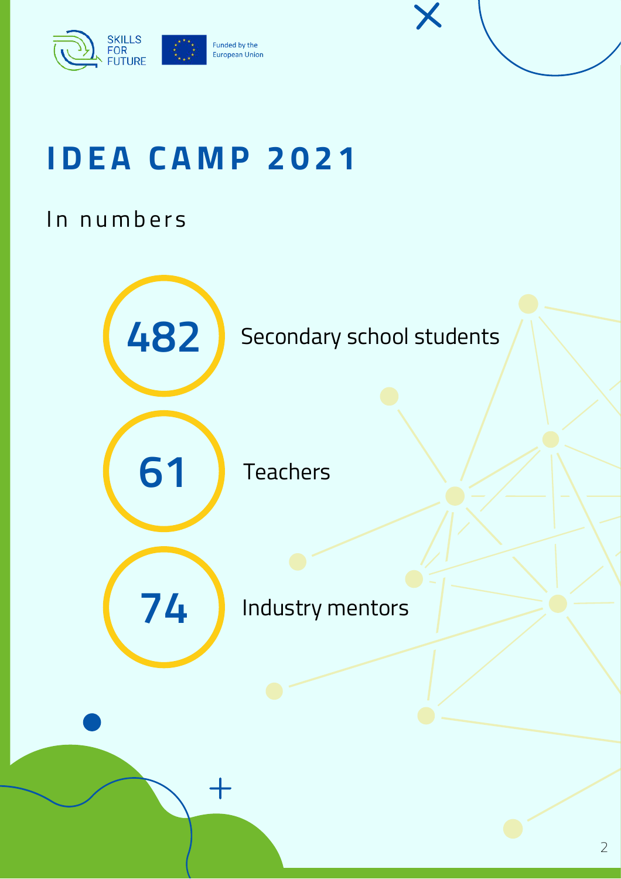SKILLS FOR FUTURE

Funded by the European Union

# IDEA CAMP 2021

## In numbers

**482** Secondary school students

**61** Teachers

**74** Industry mentors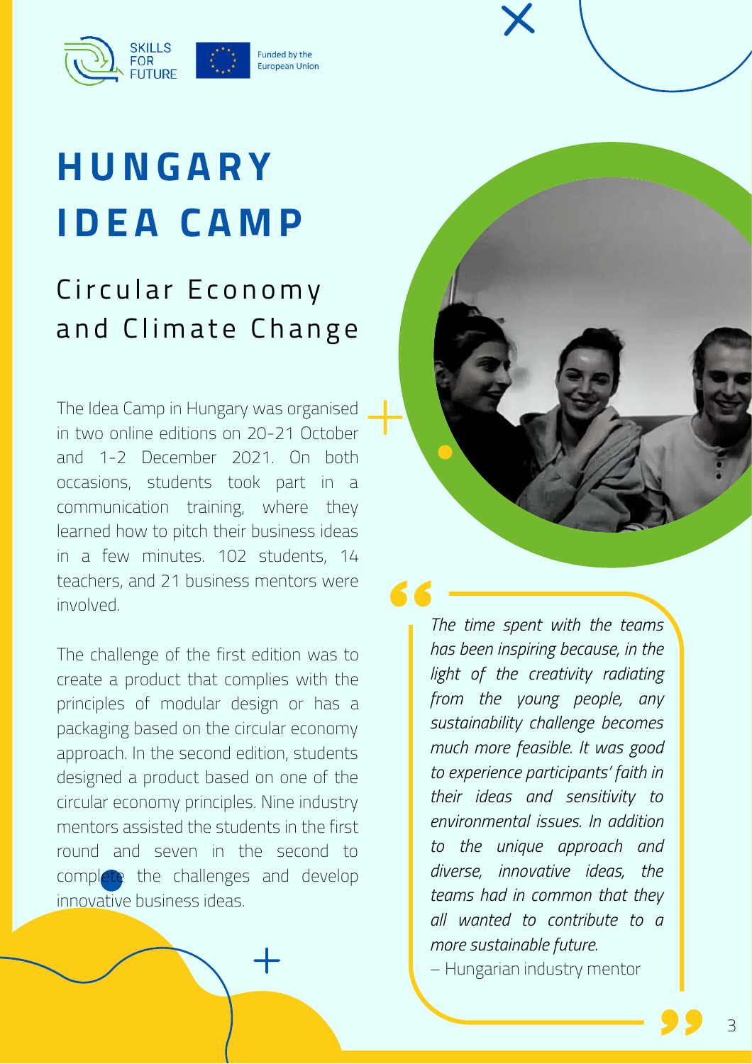# HUNGARY IDEA CAMP

## Circular Economy and Climate Change

The Idea Camp in Hungary was organised in two online editions on 20-21 October and 1-2 December 2021. On both occasions, students took part in a communication training, where they learned how to pitch their business ideas in a few minutes. 102 students, 14 teachers, and 21 business mentors were involved.

The challenge of the first edition was to create a product that complies with the principles of modular design or has a packaging based on the circular economy approach. In the second edition, students designed a product based on one of the circular economy principles. Nine industry mentors assisted the students in the first round and seven in the second to complete the challenges and develop innovative business ideas.

> *The time spent with the teams has been inspiring because, in the light of the creativity radiating from the young people, any sustainability challenge becomes much more feasible. It was good to experience participants' faith in their ideas and sensitivity to environmental issues. In addition to the unique approach and diverse, innovative ideas, the teams had in common that they all wanted to contribute to a more sustainable future.*
>
> – Hungarian industry mentor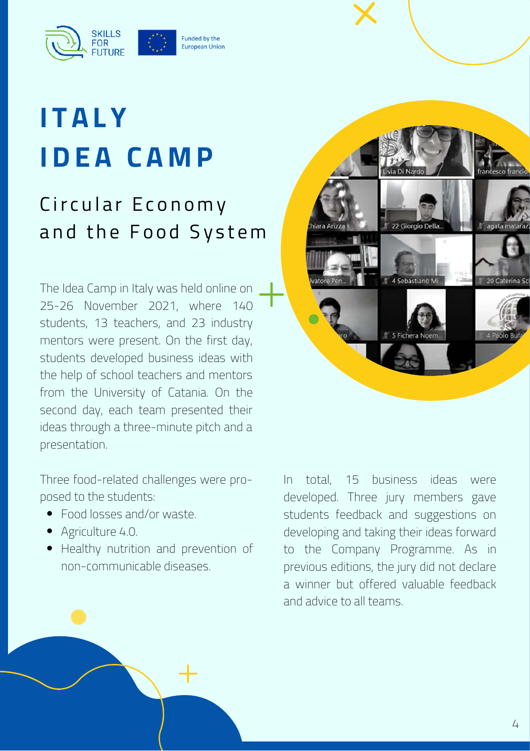# ITALY IDEA CAMP

## Circular Economy and the Food System

The Idea Camp in Italy was held online on 25-26 November 2021, where 140 students, 13 teachers, and 23 industry mentors were present. On the first day, students developed business ideas with the help of school teachers and mentors from the University of Catania. On the second day, each team presented their ideas through a three-minute pitch and a presentation.

Three food-related challenges were proposed to the students:

- Food losses and/or waste.
- Agriculture 4.0.
- Healthy nutrition and prevention of non-communicable diseases.

In total, 15 business ideas were developed. Three jury members gave students feedback and suggestions on developing and taking their ideas forward to the Company Programme. As in previous editions, the jury did not declare a winner but offered valuable feedback and advice to all teams.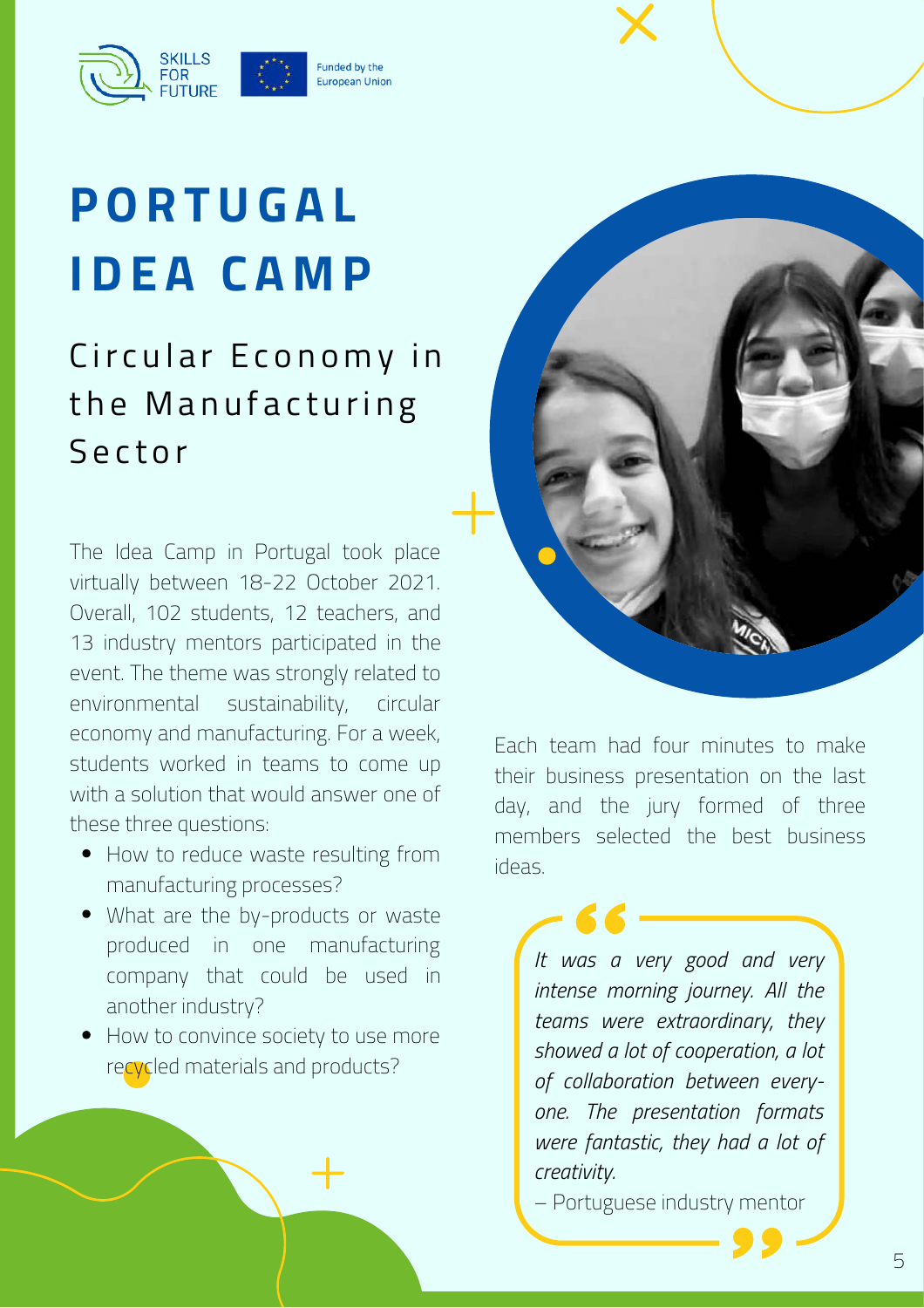# PORTUGAL IDEA CAMP

## Circular Economy in the Manufacturing Sector

The Idea Camp in Portugal took place virtually between 18-22 October 2021. Overall, 102 students, 12 teachers, and 13 industry mentors participated in the event. The theme was strongly related to environmental sustainability, circular economy and manufacturing. For a week, students worked in teams to come up with a solution that would answer one of these three questions:

- How to reduce waste resulting from manufacturing processes?
- What are the by-products or waste produced in one manufacturing company that could be used in another industry?
- How to convince society to use more recycled materials and products?

Each team had four minutes to make their business presentation on the last day, and the jury formed of three members selected the best business ideas.

> *It was a very good and very intense morning journey. All the teams were extraordinary, they showed a lot of cooperation, a lot of collaboration between every-one. The presentation formats were fantastic, they had a lot of creativity.*
>
> – Portuguese industry mentor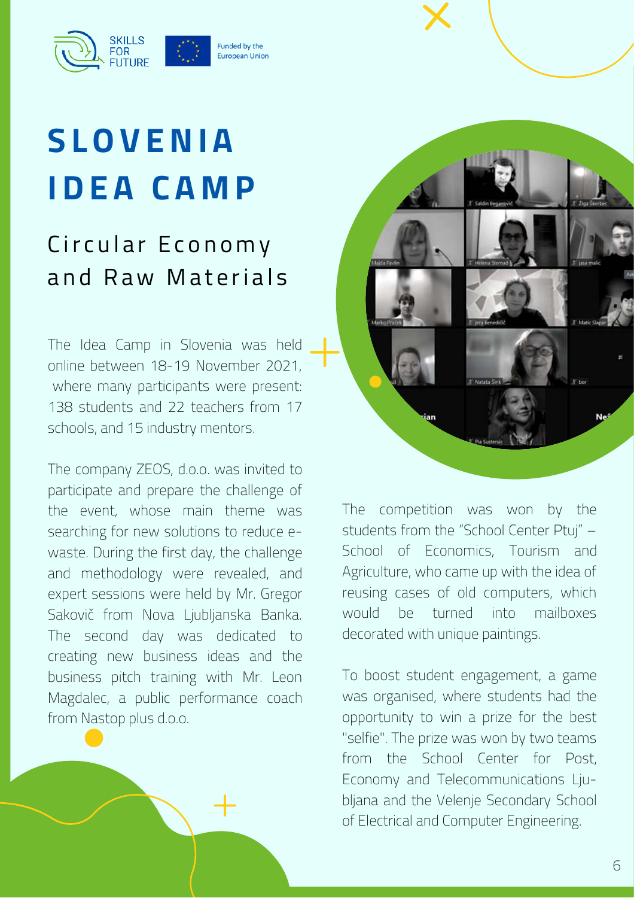# SLOVENIA IDEA CAMP

## Circular Economy and Raw Materials

The Idea Camp in Slovenia was held online between 18-19 November 2021, where many participants were present: 138 students and 22 teachers from 17 schools, and 15 industry mentors.

The company ZEOS, d.o.o. was invited to participate and prepare the challenge of the event, whose main theme was searching for new solutions to reduce e-waste. During the first day, the challenge and methodology were revealed, and expert sessions were held by Mr. Gregor Sakovič from Nova Ljubljanska Banka. The second day was dedicated to creating new business ideas and the business pitch training with Mr. Leon Magdalec, a public performance coach from Nastop plus d.o.o.

The competition was won by the students from the "School Center Ptuj" – School of Economics, Tourism and Agriculture, who came up with the idea of reusing cases of old computers, which would be turned into mailboxes decorated with unique paintings.

To boost student engagement, a game was organised, where students had the opportunity to win a prize for the best "selfie". The prize was won by two teams from the School Center for Post, Economy and Telecommunications Ljubljana and the Velenje Secondary School of Electrical and Computer Engineering.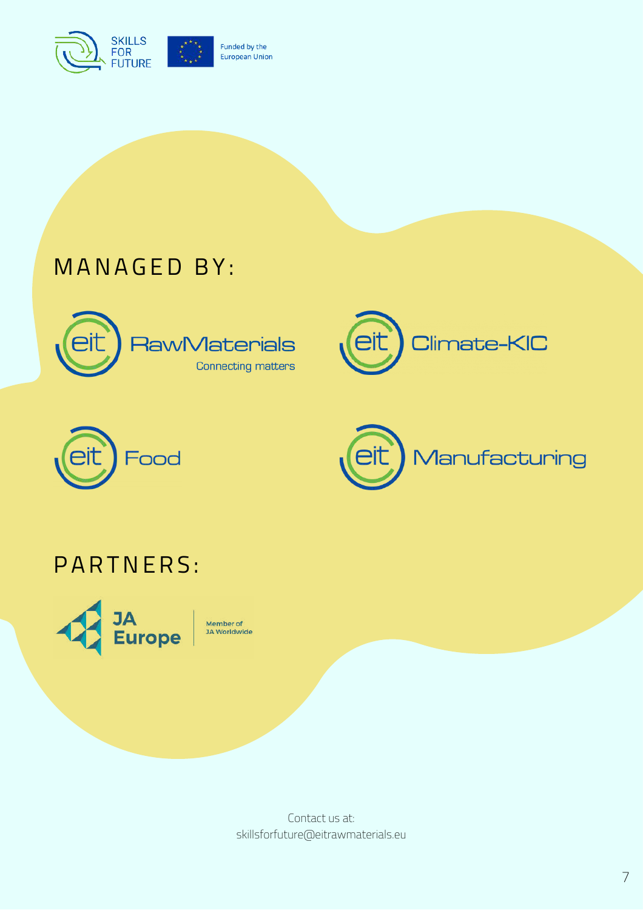SKILLS FOR FUTURE

Funded by the European Union

## MANAGED BY:

eit RawMaterials
Connecting matters

eit Climate-KIC

eit Food

eit Manufacturing

## PARTNERS:

JA Europe
Member of JA Worldwide

Contact us at:
skillsforfuture@eitrawmaterials.eu